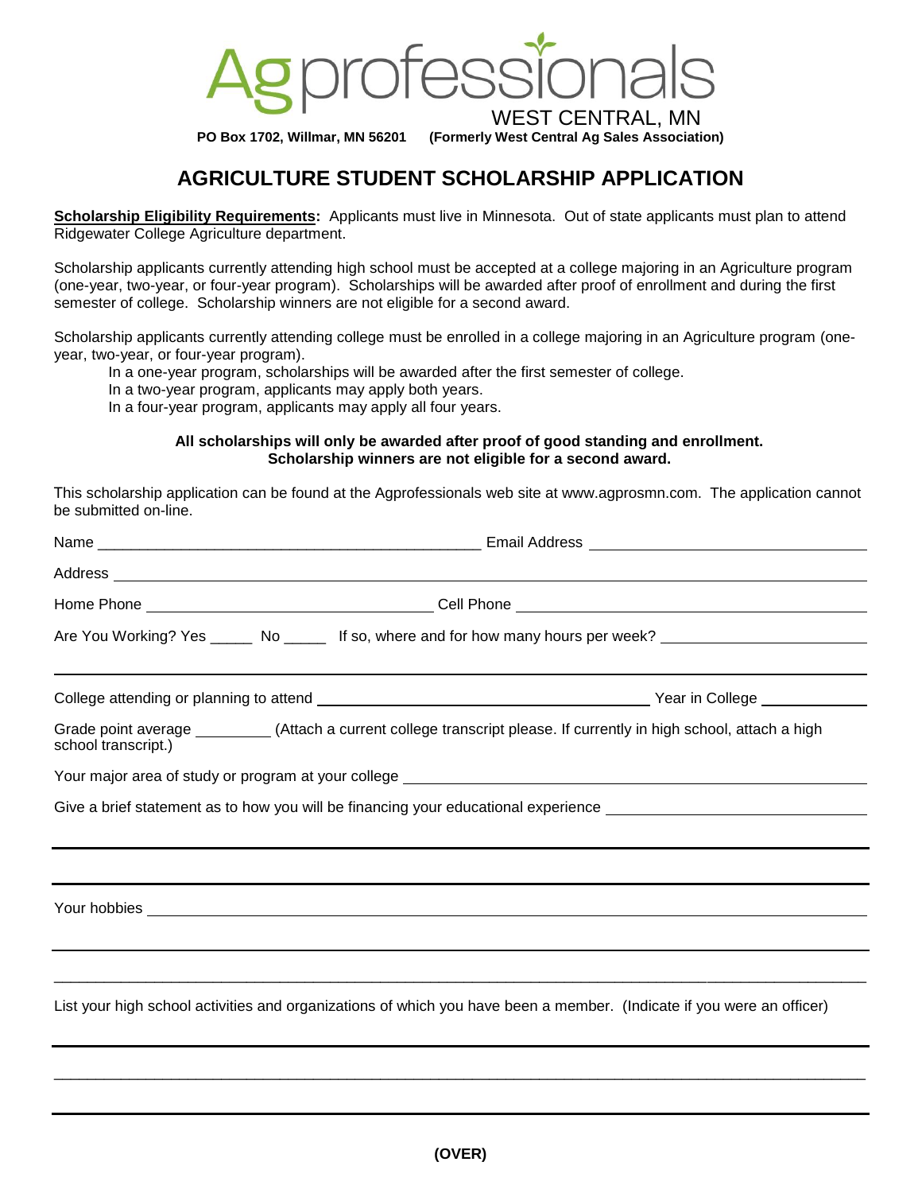# Agprofessionals

WEST CENTRAL, MN

**PO Box 1702, Willmar, MN 56201 (Formerly West Central Ag Sales Association)**

## AGRICULTURE STUDENT SCHOLARSHIP APPLICATION

**Scholarship Eligibility Requirements:** Applicants must live in Minnesota. Out of state applicants must plan to attend Ridgewater College Agriculture department.

Scholarship applicants currently attending high school must be accepted at a college majoring in an Agriculture program (one-year, two-year, or four-year program). Scholarships will be awarded after proof of enrollment and during the first semester of college. Scholarship winners are not eligible for a second award.

Scholarship applicants currently attending college must be enrolled in a college majoring in an Agriculture program (one-year, two-year, or four-year program).

In a one-year program, scholarships will be awarded after the first semester of college.
In a two-year program, applicants may apply both years.
In a four-year program, applicants may apply all four years.

**All scholarships will only be awarded after proof of good standing and enrollment.**
**Scholarship winners are not eligible for a second award.**

This scholarship application can be found at the Agprofessionals web site at www.agprosmn.com. The application cannot be submitted on-line.

Name ______________________________ Email Address ______________________________

Address ____________________________________________________________

Home Phone ______________________________ Cell Phone ______________________________

Are You Working? Yes _____ No _____ If so, where and for how many hours per week? ______________________________

____________________________________________________________

College attending or planning to attend ______________________________ Year in College __________

Grade point average _________ (Attach a current college transcript please. If currently in high school, attach a high school transcript.)

Your major area of study or program at your college ______________________________

Give a brief statement as to how you will be financing your educational experience ______________________________

____________________________________________________________

____________________________________________________________

Your hobbies ____________________________________________________________

____________________________________________________________

____________________________________________________________

List your high school activities and organizations of which you have been a member. (Indicate if you were an officer)

____________________________________________________________

____________________________________________________________

____________________________________________________________

**(OVER)**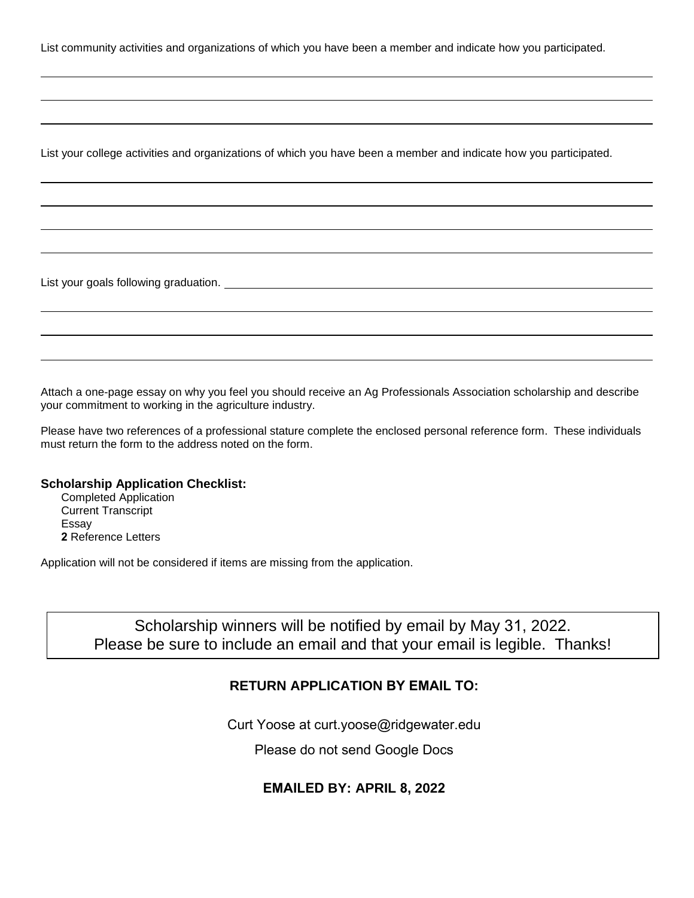List community activities and organizations of which you have been a member and indicate how you participated.

List your college activities and organizations of which you have been a member and indicate how you participated.

List your goals following graduation.

Attach a one-page essay on why you feel you should receive an Ag Professionals Association scholarship and describe your commitment to working in the agriculture industry.

Please have two references of a professional stature complete the enclosed personal reference form. These individuals must return the form to the address noted on the form.

**Scholarship Application Checklist:**

- Completed Application
- Current Transcript
- Essay
- **2** Reference Letters

Application will not be considered if items are missing from the application.

Scholarship winners will be notified by email by May 31, 2022.
Please be sure to include an email and that your email is legible. Thanks!

**RETURN APPLICATION BY EMAIL TO:**

Curt Yoose at curt.yoose@ridgewater.edu

Please do not send Google Docs

**EMAILED BY: APRIL 8, 2022**